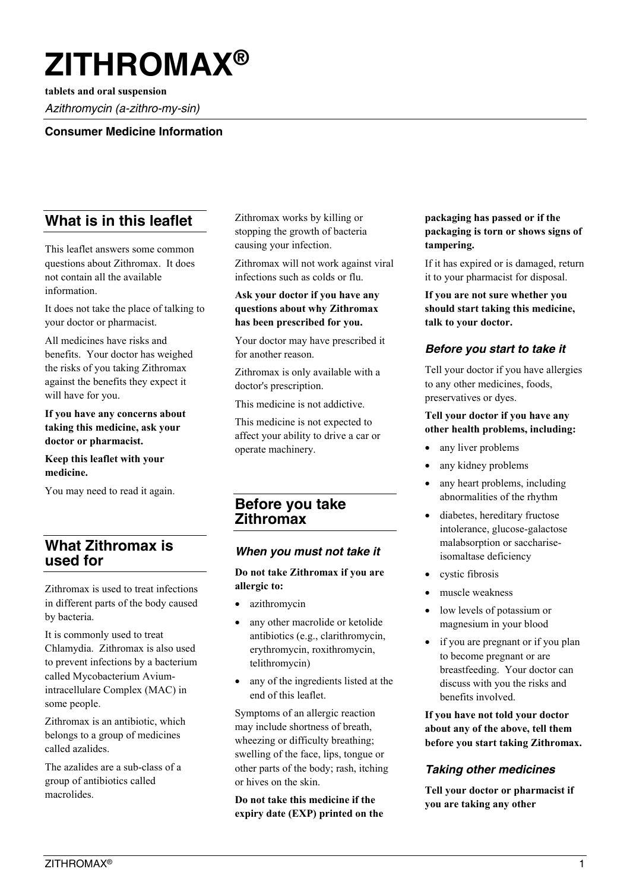# ZITHROMAX®

**tablets and oral suspension**

*Azithromycin (a-zithro-my-sin)*

**Consumer Medicine Information**

## What is in this leaflet

This leaflet answers some common questions about Zithromax. It does not contain all the available information.

It does not take the place of talking to your doctor or pharmacist.

All medicines have risks and benefits. Your doctor has weighed the risks of you taking Zithromax against the benefits they expect it will have for you.

**If you have any concerns about taking this medicine, ask your doctor or pharmacist.**

**Keep this leaflet with your medicine.**

You may need to read it again.

## What Zithromax is used for

Zithromax is used to treat infections in different parts of the body caused by bacteria.

It is commonly used to treat Chlamydia. Zithromax is also used to prevent infections by a bacterium called Mycobacterium Avium-intracellulare Complex (MAC) in some people.

Zithromax is an antibiotic, which belongs to a group of medicines called azalides.

The azalides are a sub-class of a group of antibiotics called macrolides.

Zithromax works by killing or stopping the growth of bacteria causing your infection.

Zithromax will not work against viral infections such as colds or flu.

**Ask your doctor if you have any questions about why Zithromax has been prescribed for you.**

Your doctor may have prescribed it for another reason.

Zithromax is only available with a doctor's prescription.

This medicine is not addictive.

This medicine is not expected to affect your ability to drive a car or operate machinery.

## Before you take Zithromax

### *When you must not take it*

**Do not take Zithromax if you are allergic to:**

- azithromycin
- any other macrolide or ketolide antibiotics (e.g., clarithromycin, erythromycin, roxithromycin, telithromycin)
- any of the ingredients listed at the end of this leaflet.

Symptoms of an allergic reaction may include shortness of breath, wheezing or difficulty breathing; swelling of the face, lips, tongue or other parts of the body; rash, itching or hives on the skin.

**Do not take this medicine if the expiry date (EXP) printed on the packaging has passed or if the packaging is torn or shows signs of tampering.**

If it has expired or is damaged, return it to your pharmacist for disposal.

**If you are not sure whether you should start taking this medicine, talk to your doctor.**

### *Before you start to take it*

Tell your doctor if you have allergies to any other medicines, foods, preservatives or dyes.

**Tell your doctor if you have any other health problems, including:**

- any liver problems
- any kidney problems
- any heart problems, including abnormalities of the rhythm
- diabetes, hereditary fructose intolerance, glucose-galactose malabsorption or saccharise-isomaltase deficiency
- cystic fibrosis
- muscle weakness
- low levels of potassium or magnesium in your blood
- if you are pregnant or if you plan to become pregnant or are breastfeeding. Your doctor can discuss with you the risks and benefits involved.

**If you have not told your doctor about any of the above, tell them before you start taking Zithromax.**

### *Taking other medicines*

**Tell your doctor or pharmacist if you are taking any other**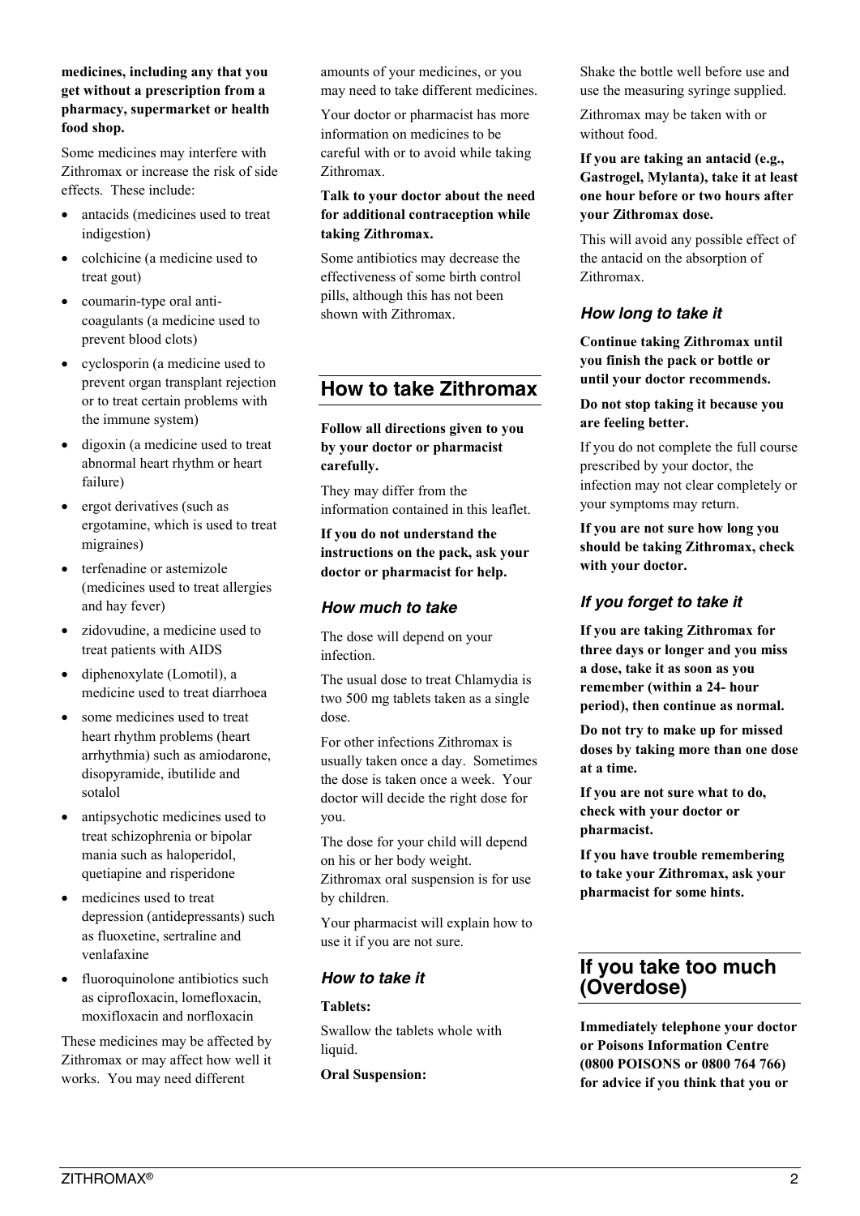**medicines, including any that you get without a prescription from a pharmacy, supermarket or health food shop.**

Some medicines may interfere with Zithromax or increase the risk of side effects. These include:

- antacids (medicines used to treat indigestion)
- colchicine (a medicine used to treat gout)
- coumarin-type oral anti-coagulants (a medicine used to prevent blood clots)
- cyclosporin (a medicine used to prevent organ transplant rejection or to treat certain problems with the immune system)
- digoxin (a medicine used to treat abnormal heart rhythm or heart failure)
- ergot derivatives (such as ergotamine, which is used to treat migraines)
- terfenadine or astemizole (medicines used to treat allergies and hay fever)
- zidovudine, a medicine used to treat patients with AIDS
- diphenoxylate (Lomotil), a medicine used to treat diarrhoea
- some medicines used to treat heart rhythm problems (heart arrhythmia) such as amiodarone, disopyramide, ibutilide and sotalol
- antipsychotic medicines used to treat schizophrenia or bipolar mania such as haloperidol, quetiapine and risperidone
- medicines used to treat depression (antidepressants) such as fluoxetine, sertraline and venlafaxine
- fluoroquinolone antibiotics such as ciprofloxacin, lomefloxacin, moxifloxacin and norfloxacin

These medicines may be affected by Zithromax or may affect how well it works. You may need different amounts of your medicines, or you may need to take different medicines.

Your doctor or pharmacist has more information on medicines to be careful with or to avoid while taking Zithromax.

**Talk to your doctor about the need for additional contraception while taking Zithromax.**

Some antibiotics may decrease the effectiveness of some birth control pills, although this has not been shown with Zithromax.

## How to take Zithromax

**Follow all directions given to you by your doctor or pharmacist carefully.**

They may differ from the information contained in this leaflet.

**If you do not understand the instructions on the pack, ask your doctor or pharmacist for help.**

### *How much to take*

The dose will depend on your infection.

The usual dose to treat Chlamydia is two 500 mg tablets taken as a single dose.

For other infections Zithromax is usually taken once a day. Sometimes the dose is taken once a week. Your doctor will decide the right dose for you.

The dose for your child will depend on his or her body weight. Zithromax oral suspension is for use by children.

Your pharmacist will explain how to use it if you are not sure.

### *How to take it*

**Tablets:**

Swallow the tablets whole with liquid.

**Oral Suspension:**

Shake the bottle well before use and use the measuring syringe supplied.

Zithromax may be taken with or without food.

**If you are taking an antacid (e.g., Gastrogel, Mylanta), take it at least one hour before or two hours after your Zithromax dose.**

This will avoid any possible effect of the antacid on the absorption of Zithromax.

### *How long to take it*

**Continue taking Zithromax until you finish the pack or bottle or until your doctor recommends.**

**Do not stop taking it because you are feeling better.**

If you do not complete the full course prescribed by your doctor, the infection may not clear completely or your symptoms may return.

**If you are not sure how long you should be taking Zithromax, check with your doctor.**

### *If you forget to take it*

**If you are taking Zithromax for three days or longer and you miss a dose, take it as soon as you remember (within a 24- hour period), then continue as normal.**

**Do not try to make up for missed doses by taking more than one dose at a time.**

**If you are not sure what to do, check with your doctor or pharmacist.**

**If you have trouble remembering to take your Zithromax, ask your pharmacist for some hints.**

## If you take too much (Overdose)

**Immediately telephone your doctor or Poisons Information Centre (0800 POISONS or 0800 764 766) for advice if you think that you or**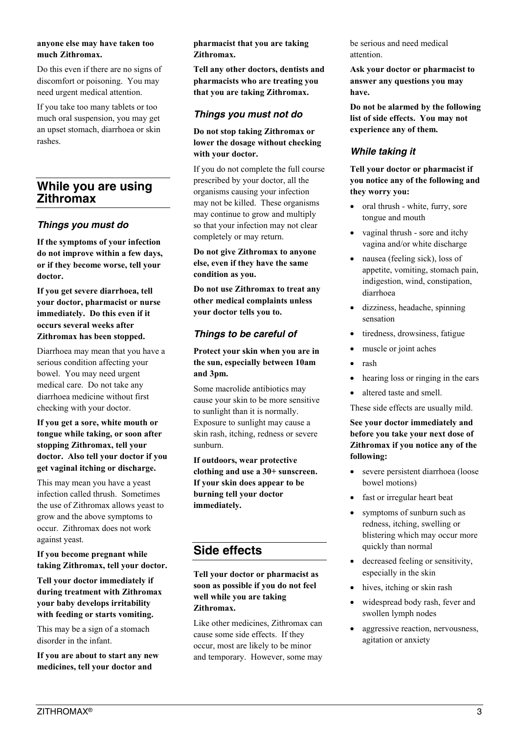**anyone else may have taken too much Zithromax.**

Do this even if there are no signs of discomfort or poisoning. You may need urgent medical attention.

If you take too many tablets or too much oral suspension, you may get an upset stomach, diarrhoea or skin rashes.

## While you are using Zithromax

### *Things you must do*

**If the symptoms of your infection do not improve within a few days, or if they become worse, tell your doctor.**

**If you get severe diarrhoea, tell your doctor, pharmacist or nurse immediately. Do this even if it occurs several weeks after Zithromax has been stopped.**

Diarrhoea may mean that you have a serious condition affecting your bowel. You may need urgent medical care. Do not take any diarrhoea medicine without first checking with your doctor.

**If you get a sore, white mouth or tongue while taking, or soon after stopping Zithromax, tell your doctor. Also tell your doctor if you get vaginal itching or discharge.**

This may mean you have a yeast infection called thrush. Sometimes the use of Zithromax allows yeast to grow and the above symptoms to occur. Zithromax does not work against yeast.

**If you become pregnant while taking Zithromax, tell your doctor.**

**Tell your doctor immediately if during treatment with Zithromax your baby develops irritability with feeding or starts vomiting.**

This may be a sign of a stomach disorder in the infant.

**If you are about to start any new medicines, tell your doctor and pharmacist that you are taking Zithromax.**

**Tell any other doctors, dentists and pharmacists who are treating you that you are taking Zithromax.**

### *Things you must not do*

**Do not stop taking Zithromax or lower the dosage without checking with your doctor.**

If you do not complete the full course prescribed by your doctor, all the organisms causing your infection may not be killed. These organisms may continue to grow and multiply so that your infection may not clear completely or may return.

**Do not give Zithromax to anyone else, even if they have the same condition as you.**

**Do not use Zithromax to treat any other medical complaints unless your doctor tells you to.**

### *Things to be careful of*

**Protect your skin when you are in the sun, especially between 10am and 3pm.**

Some macrolide antibiotics may cause your skin to be more sensitive to sunlight than it is normally. Exposure to sunlight may cause a skin rash, itching, redness or severe sunburn.

**If outdoors, wear protective clothing and use a 30+ sunscreen. If your skin does appear to be burning tell your doctor immediately.**

## Side effects

**Tell your doctor or pharmacist as soon as possible if you do not feel well while you are taking Zithromax.**

Like other medicines, Zithromax can cause some side effects. If they occur, most are likely to be minor and temporary. However, some may be serious and need medical attention.

**Ask your doctor or pharmacist to answer any questions you may have.**

**Do not be alarmed by the following list of side effects. You may not experience any of them.**

### *While taking it*

**Tell your doctor or pharmacist if you notice any of the following and they worry you:**

- oral thrush - white, furry, sore tongue and mouth
- vaginal thrush - sore and itchy vagina and/or white discharge
- nausea (feeling sick), loss of appetite, vomiting, stomach pain, indigestion, wind, constipation, diarrhoea
- dizziness, headache, spinning sensation
- tiredness, drowsiness, fatigue
- muscle or joint aches
- rash
- hearing loss or ringing in the ears
- altered taste and smell.

These side effects are usually mild.

**See your doctor immediately and before you take your next dose of Zithromax if you notice any of the following:**

- severe persistent diarrhoea (loose bowel motions)
- fast or irregular heart beat
- symptoms of sunburn such as redness, itching, swelling or blistering which may occur more quickly than normal
- decreased feeling or sensitivity, especially in the skin
- hives, itching or skin rash
- widespread body rash, fever and swollen lymph nodes
- aggressive reaction, nervousness, agitation or anxiety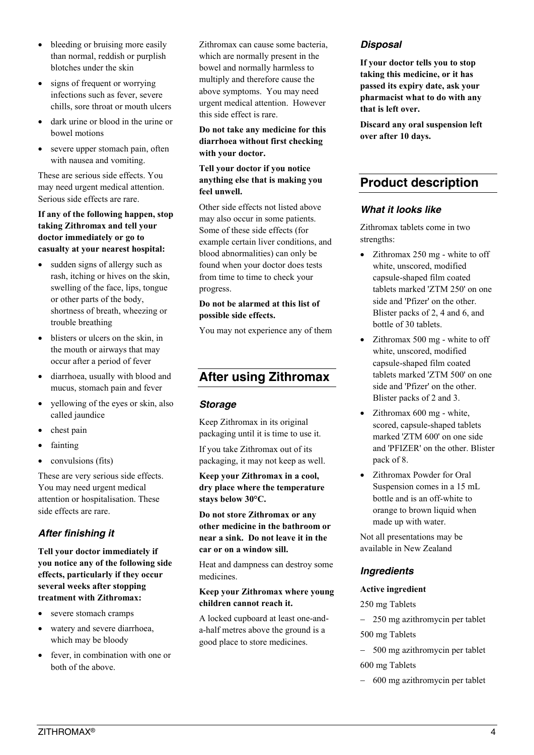- bleeding or bruising more easily than normal, reddish or purplish blotches under the skin
- signs of frequent or worrying infections such as fever, severe chills, sore throat or mouth ulcers
- dark urine or blood in the urine or bowel motions
- severe upper stomach pain, often with nausea and vomiting.

These are serious side effects. You may need urgent medical attention. Serious side effects are rare.

**If any of the following happen, stop taking Zithromax and tell your doctor immediately or go to casualty at your nearest hospital:**

- sudden signs of allergy such as rash, itching or hives on the skin, swelling of the face, lips, tongue or other parts of the body, shortness of breath, wheezing or trouble breathing
- blisters or ulcers on the skin, in the mouth or airways that may occur after a period of fever
- diarrhoea, usually with blood and mucus, stomach pain and fever
- yellowing of the eyes or skin, also called jaundice
- chest pain
- fainting
- convulsions (fits)

These are very serious side effects. You may need urgent medical attention or hospitalisation. These side effects are rare.

### *After finishing it*

**Tell your doctor immediately if you notice any of the following side effects, particularly if they occur several weeks after stopping treatment with Zithromax:**

- severe stomach cramps
- watery and severe diarrhoea, which may be bloody
- fever, in combination with one or both of the above.

Zithromax can cause some bacteria, which are normally present in the bowel and normally harmless to multiply and therefore cause the above symptoms. You may need urgent medical attention. However this side effect is rare.

**Do not take any medicine for this diarrhoea without first checking with your doctor.**

**Tell your doctor if you notice anything else that is making you feel unwell.**

Other side effects not listed above may also occur in some patients. Some of these side effects (for example certain liver conditions, and blood abnormalities) can only be found when your doctor does tests from time to time to check your progress.

**Do not be alarmed at this list of possible side effects.**

You may not experience any of them

## After using Zithromax

### *Storage*

Keep Zithromax in its original packaging until it is time to use it.

If you take Zithromax out of its packaging, it may not keep as well.

**Keep your Zithromax in a cool, dry place where the temperature stays below 30°C.**

**Do not store Zithromax or any other medicine in the bathroom or near a sink. Do not leave it in the car or on a window sill.**

Heat and dampness can destroy some medicines.

**Keep your Zithromax where young children cannot reach it.**

A locked cupboard at least one-and-a-half metres above the ground is a good place to store medicines.

### *Disposal*

**If your doctor tells you to stop taking this medicine, or it has passed its expiry date, ask your pharmacist what to do with any that is left over.**

**Discard any oral suspension left over after 10 days.**

## Product description

### *What it looks like*

Zithromax tablets come in two strengths:

- Zithromax 250 mg - white to off white, unscored, modified capsule-shaped film coated tablets marked 'ZTM 250' on one side and 'Pfizer' on the other. Blister packs of 2, 4 and 6, and bottle of 30 tablets.
- Zithromax 500 mg - white to off white, unscored, modified capsule-shaped film coated tablets marked 'ZTM 500' on one side and 'Pfizer' on the other. Blister packs of 2 and 3.
- Zithromax 600 mg - white, scored, capsule-shaped tablets marked 'ZTM 600' on one side and 'PFIZER' on the other. Blister pack of 8.
- Zithromax Powder for Oral Suspension comes in a 15 mL bottle and is an off-white to orange to brown liquid when made up with water.

Not all presentations may be available in New Zealand

### *Ingredients*

**Active ingredient**

250 mg Tablets

- 250 mg azithromycin per tablet

500 mg Tablets

- 500 mg azithromycin per tablet

600 mg Tablets

- 600 mg azithromycin per tablet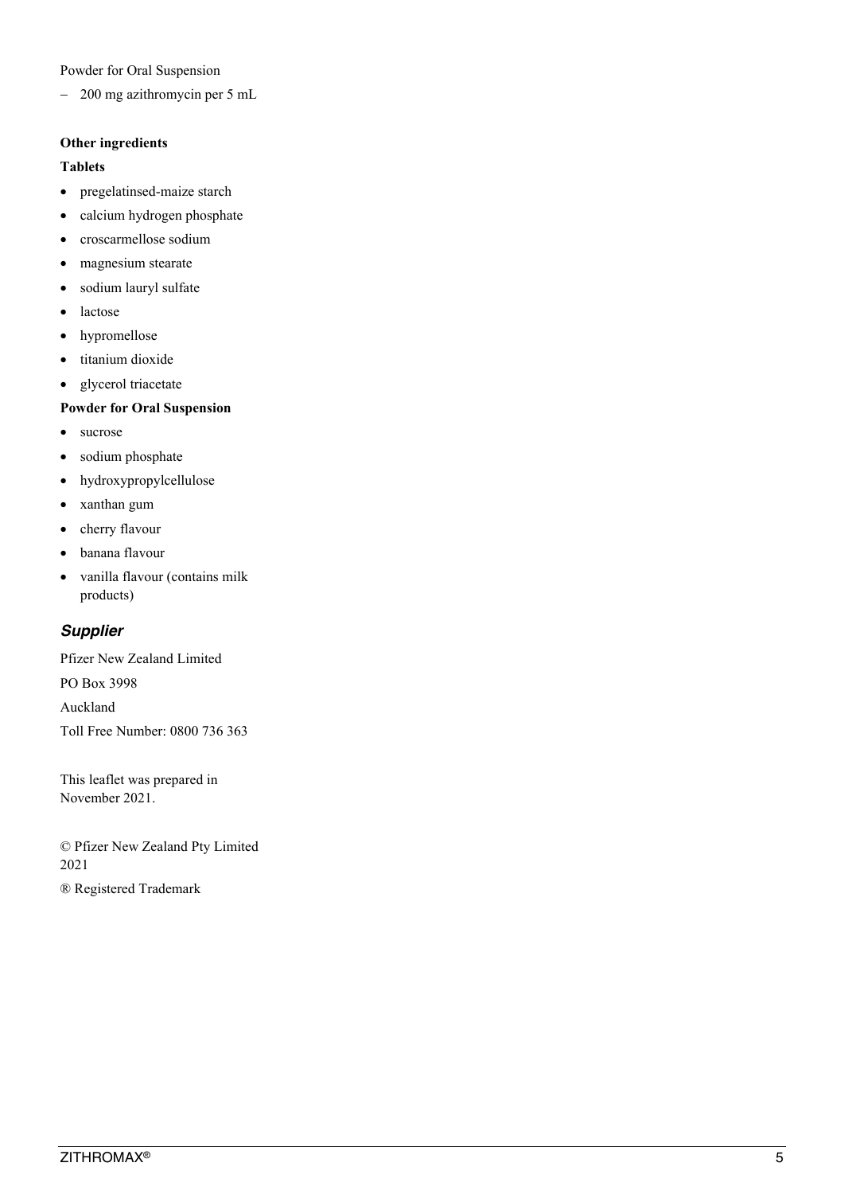Powder for Oral Suspension

– 200 mg azithromycin per 5 mL

**Other ingredients**

**Tablets**

- pregelatinsed-maize starch
- calcium hydrogen phosphate
- croscarmellose sodium
- magnesium stearate
- sodium lauryl sulfate
- lactose
- hypromellose
- titanium dioxide
- glycerol triacetate

**Powder for Oral Suspension**

- sucrose
- sodium phosphate
- hydroxypropylcellulose
- xanthan gum
- cherry flavour
- banana flavour
- vanilla flavour (contains milk products)

### *Supplier*

Pfizer New Zealand Limited

PO Box 3998

Auckland

Toll Free Number: 0800 736 363

This leaflet was prepared in November 2021.

© Pfizer New Zealand Pty Limited 2021

® Registered Trademark